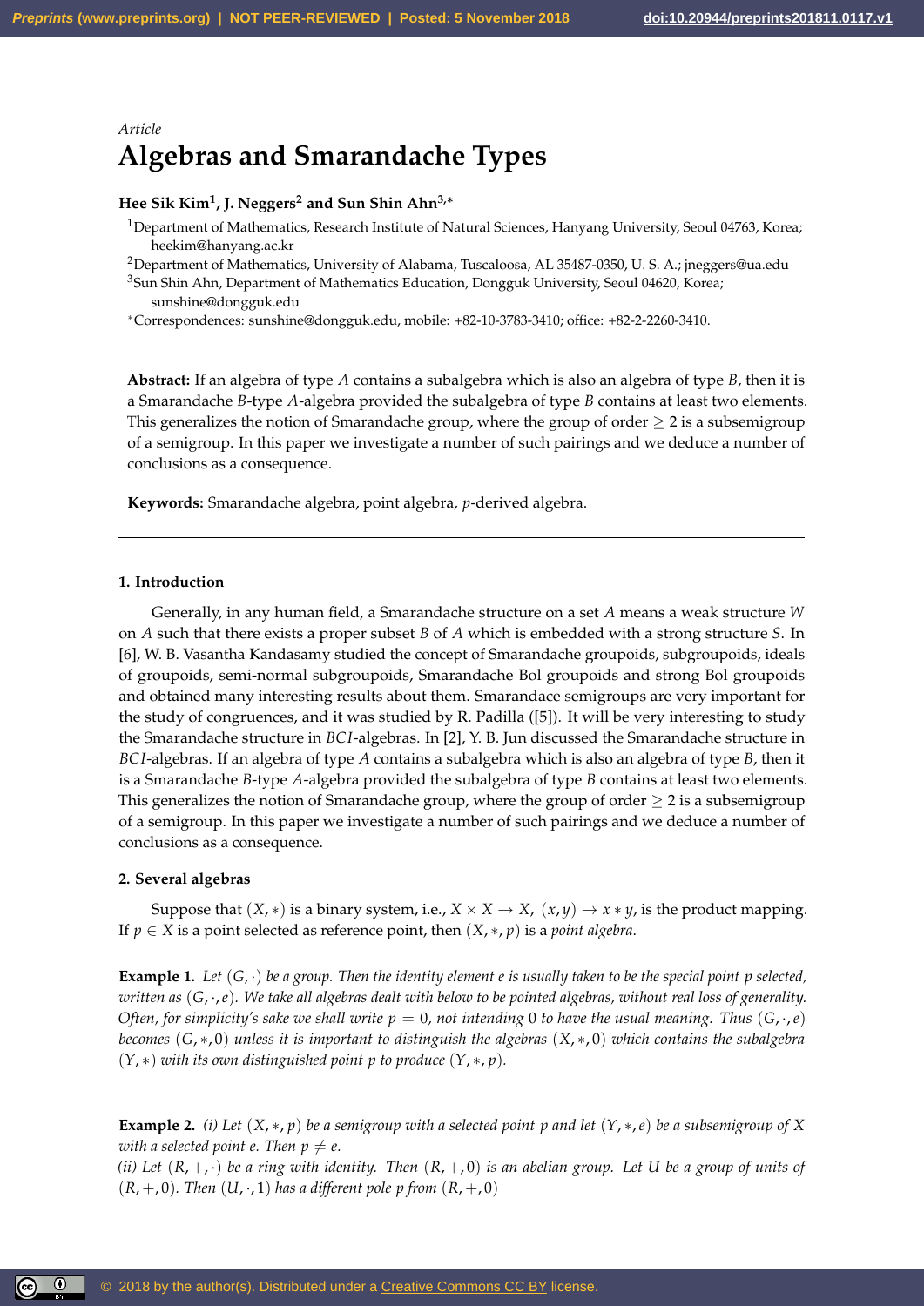*Article*

# Algebras and Smarandache Types

**Hee Sik Kim[1], J. Neggers[2] and Sun Shin Ahn[3,*]**

[1]Department of Mathematics, Research Institute of Natural Sciences, Hanyang University, Seoul 04763, Korea; heekim@hanyang.ac.kr

[2]Department of Mathematics, University of Alabama, Tuscaloosa, AL 35487-0350, U. S. A.; jneggers@ua.edu

[3]Sun Shin Ahn, Department of Mathematics Education, Dongguk University, Seoul 04620, Korea; sunshine@dongguk.edu

[*]Correspondences: sunshine@dongguk.edu, mobile: +82-10-3783-3410; office: +82-2-2260-3410.

**Abstract:** If an algebra of type $A$ contains a subalgebra which is also an algebra of type $B$, then it is a Smarandache $B$-type $A$-algebra provided the subalgebra of type $B$ contains at least two elements. This generalizes the notion of Smarandache group, where the group of order $\geq 2$ is a subsemigroup of a semigroup. In this paper we investigate a number of such pairings and we deduce a number of conclusions as a consequence.

**Keywords:** Smarandache algebra, point algebra, $p$-derived algebra.

---

## 1. Introduction

Generally, in any human field, a Smarandache structure on a set $A$ means a weak structure $W$ on $A$ such that there exists a proper subset $B$ of $A$ which is embedded with a strong structure $S$. In [6], W. B. Vasantha Kandasamy studied the concept of Smarandache groupoids, subgroupoids, ideals of groupoids, semi-normal subgroupoids, Smarandache Bol groupoids and strong Bol groupoids and obtained many interesting results about them. Smarandace semigroups are very important for the study of congruences, and it was studied by R. Padilla ([5]). It will be very interesting to study the Smarandache structure in $BCI$-algebras. In [2], Y. B. Jun discussed the Smarandache structure in $BCI$-algebras. If an algebra of type $A$ contains a subalgebra which is also an algebra of type $B$, then it is a Smarandache $B$-type $A$-algebra provided the subalgebra of type $B$ contains at least two elements. This generalizes the notion of Smarandache group, where the group of order $\geq 2$ is a subsemigroup of a semigroup. In this paper we investigate a number of such pairings and we deduce a number of conclusions as a consequence.

## 2. Several algebras

Suppose that $(X,*)$ is a binary system, i.e., $X \times X \to X$, $(x,y) \to x*y$, is the product mapping. If $p \in X$ is a point selected as reference point, then $(X,*,p)$ is a *point algebra*.

**Example 1.** *Let $(G,\cdot)$ be a group. Then the identity element e is usually taken to be the special point p selected, written as $(G,\cdot,e)$. We take all algebras dealt with below to be pointed algebras, without real loss of generality. Often, for simplicity's sake we shall write $p = 0$, not intending 0 to have the usual meaning. Thus $(G,\cdot,e)$ becomes $(G,*,0)$ unless it is important to distinguish the algebras $(X,*,0)$ which contains the subalgebra $(Y,*)$ with its own distinguished point p to produce $(Y,*,p)$.*

**Example 2.** *(i) Let $(X,*,p)$ be a semigroup with a selected point p and let $(Y,*,e)$ be a subsemigroup of X with a selected point e. Then $p \neq e$.*
*(ii) Let $(R,+,\cdot)$ be a ring with identity. Then $(R,+,0)$ is an abelian group. Let U be a group of units of $(R,+,0)$. Then $(U,\cdot,1)$ has a different pole p from $(R,+,0)$*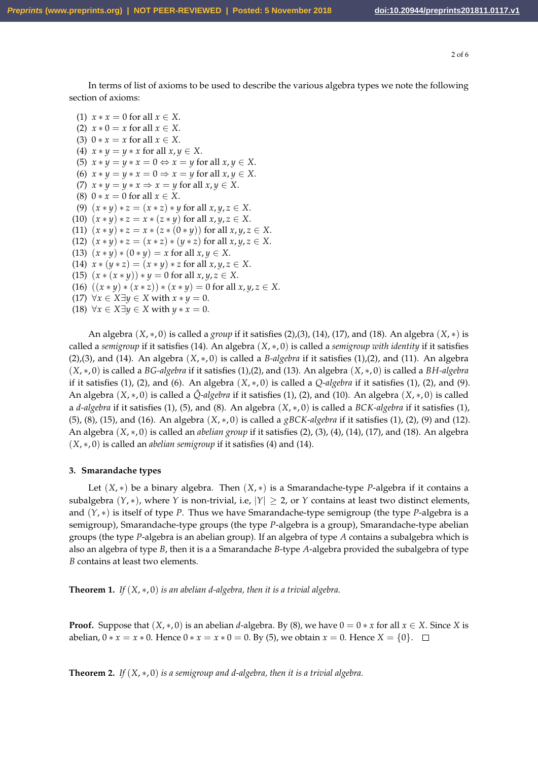In terms of list of axioms to be used to describe the various algebra types we note the following section of axioms:

(1) $x * x = 0$ for all $x \in X$.
(2) $x * 0 = x$ for all $x \in X$.
(3) $0 * x = x$ for all $x \in X$.
(4) $x * y = y * x$ for all $x, y \in X$.
(5) $x * y = y * x = 0 \Leftrightarrow x = y$ for all $x, y \in X$.
(6) $x * y = y * x = 0 \Rightarrow x = y$ for all $x, y \in X$.
(7) $x * y = y * x \Rightarrow x = y$ for all $x, y \in X$.
(8) $0 * x = 0$ for all $x \in X$.
(9) $(x * y) * z = (x * z) * y$ for all $x, y, z \in X$.
(10) $(x * y) * z = x * (z * y)$ for all $x, y, z \in X$.
(11) $(x * y) * z = x * (z * (0 * y))$ for all $x, y, z \in X$.
(12) $(x * y) * z = (x * z) * (y * z)$ for all $x, y, z \in X$.
(13) $(x * y) * (0 * y) = x$ for all $x, y \in X$.
(14) $x * (y * z) = (x * y) * z$ for all $x, y, z \in X$.
(15) $(x * (x * y)) * y = 0$ for all $x, y, z \in X$.
(16) $((x * y) * (x * z)) * (x * y) = 0$ for all $x, y, z \in X$.
(17) $\forall x \in X \exists y \in X$ with $x * y = 0$.
(18) $\forall x \in X \exists y \in X$ with $y * x = 0$.

An algebra $(X, *, 0)$ is called a *group* if it satisfies (2),(3), (14), (17), and (18). An algebra $(X, *)$ is called a *semigroup* if it satisfies (14). An algebra $(X, *, 0)$ is called a *semigroup with identity* if it satisfies (2),(3), and (14). An algebra $(X, *, 0)$ is called a *B-algebra* if it satisfies (1),(2), and (11). An algebra $(X, *, 0)$ is called a *BG-algebra* if it satisfies (1),(2), and (13). An algebra $(X, *, 0)$ is called a *BH-algebra* if it satisfies (1), (2), and (6). An algebra $(X, *, 0)$ is called a *Q-algebra* if it satisfies (1), (2), and (9). An algebra $(X, *, 0)$ is called a $\hat{Q}$*-algebra* if it satisfies (1), (2), and (10). An algebra $(X, *, 0)$ is called a *d-algebra* if it satisfies (1), (5), and (8). An algebra $(X, *, 0)$ is called a *BCK-algebra* if it satisfies (1), (5), (8), (15), and (16). An algebra $(X, *, 0)$ is called a *gBCK-algebra* if it satisfies (1), (2), (9) and (12). An algebra $(X, *, 0)$ is called an *abelian group* if it satisfies (2), (3), (4), (14), (17), and (18). An algebra $(X, *, 0)$ is called an *abelian semigroup* if it satisfies (4) and (14).

## 3. Smarandache types

Let $(X, *)$ be a binary algebra. Then $(X, *)$ is a Smarandache-type $P$-algebra if it contains a subalgebra $(Y, *)$, where $Y$ is non-trivial, i.e, $|Y| \geq 2$, or $Y$ contains at least two distinct elements, and $(Y, *)$ is itself of type $P$. Thus we have Smarandache-type semigroup (the type $P$-algebra is a semigroup), Smarandache-type groups (the type $P$-algebra is a group), Smarandache-type abelian groups (the type $P$-algebra is an abelian group). If an algebra of type $A$ contains a subalgebra which is also an algebra of type $B$, then it is a a Smarandache $B$-type $A$-algebra provided the subalgebra of type $B$ contains at least two elements.

**Theorem 1.** *If $(X, *, 0)$ is an abelian d-algebra, then it is a trivial algebra.*

**Proof.** Suppose that $(X, *, 0)$ is an abelian $d$-algebra. By (8), we have $0 = 0 * x$ for all $x \in X$. Since $X$ is abelian, $0 * x = x * 0$. Hence $0 * x = x * 0 = 0$. By (5), we obtain $x = 0$. Hence $X = \{0\}$. □

**Theorem 2.** *If $(X, *, 0)$ is a semigroup and d-algebra, then it is a trivial algebra.*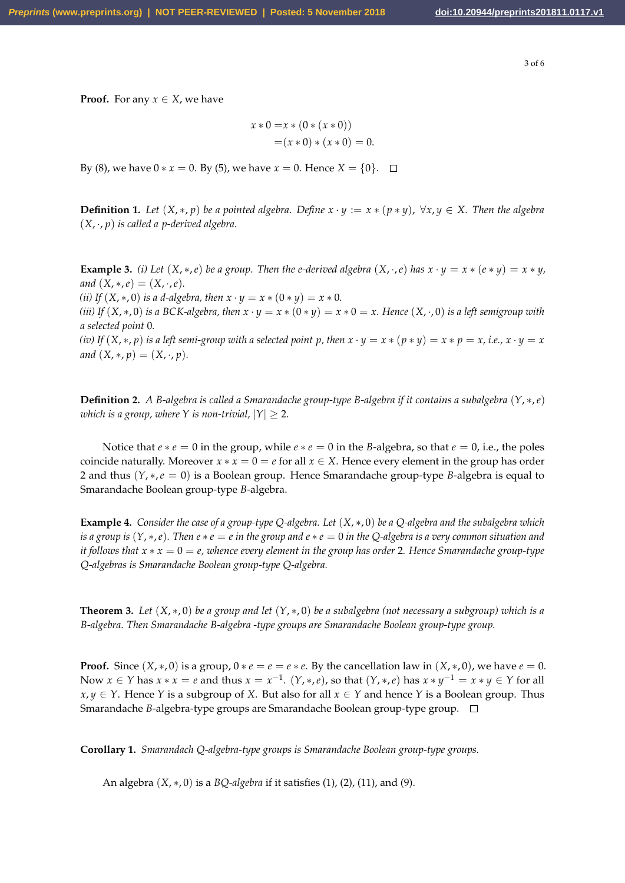**Proof.** For any $x \in X$, we have

$$
\begin{aligned}
x * 0 =& x * (0 * (x * 0)) \\
=& (x * 0) * (x * 0) = 0.
\end{aligned}
$$

By (8), we have $0 * x = 0$. By (5), we have $x = 0$. Hence $X = \{0\}$. □

**Definition 1.** *Let $(X, *, p)$ be a pointed algebra. Define $x \cdot y := x * (p * y)$, $\forall x, y \in X$. Then the algebra $(X, \cdot, p)$ is called a p-derived algebra.*

**Example 3.** *(i) Let $(X, *, e)$ be a group. Then the e-derived algebra $(X, \cdot, e)$ has $x \cdot y = x * (e * y) = x * y$, and $(X, *, e) = (X, \cdot, e)$.*
*(ii) If $(X, *, 0)$ is a d-algebra, then $x \cdot y = x * (0 * y) = x * 0$.*
*(iii) If $(X, *, 0)$ is a BCK-algebra, then $x \cdot y = x * (0 * y) = x * 0 = x$. Hence $(X, \cdot, 0)$ is a left semigroup with a selected point 0.*
*(iv) If $(X, *, p)$ is a left semi-group with a selected point $p$, then $x \cdot y = x * (p * y) = x * p = x$, i.e., $x \cdot y = x$ and $(X, *, p) = (X, \cdot, p)$.*

**Definition 2.** *A B-algebra is called a Smarandache group-type B-algebra if it contains a subalgebra $(Y, *, e)$ which is a group, where Y is non-trivial, $|Y| \geq 2$.*

Notice that $e * e = 0$ in the group, while $e * e = 0$ in the $B$-algebra, so that $e = 0$, i.e., the poles coincide naturally. Moreover $x * x = 0 = e$ for all $x \in X$. Hence every element in the group has order 2 and thus $(Y, *, e = 0)$ is a Boolean group. Hence Smarandache group-type $B$-algebra is equal to Smarandache Boolean group-type $B$-algebra.

**Example 4.** *Consider the case of a group-type Q-algebra. Let $(X, *, 0)$ be a Q-algebra and the subalgebra which is a group is $(Y, *, e)$. Then $e * e = e$ in the group and $e * e = 0$ in the Q-algebra is a very common situation and it follows that $x * x = 0 = e$, whence every element in the group has order 2. Hence Smarandache group-type Q-algebras is Smarandache Boolean group-type Q-algebra.*

**Theorem 3.** *Let $(X, *, 0)$ be a group and let $(Y, *, 0)$ be a subalgebra (not necessary a subgroup) which is a B-algebra. Then Smarandache B-algebra -type groups are Smarandache Boolean group-type group.*

**Proof.** Since $(X, *, 0)$ is a group, $0 * e = e = e * e$. By the cancellation law in $(X, *, 0)$, we have $e = 0$. Now $x \in Y$ has $x * x = e$ and thus $x = x^{-1}$. $(Y, *, e)$, so that $(Y, *, e)$ has $x * y^{-1} = x * y \in Y$ for all $x, y \in Y$. Hence $Y$ is a subgroup of $X$. But also for all $x \in Y$ and hence $Y$ is a Boolean group. Thus Smarandache $B$-algebra-type groups are Smarandache Boolean group-type group. □

**Corollary 1.** *Smarandach Q-algebra-type groups is Smarandache Boolean group-type groups.*

An algebra $(X, *, 0)$ is a *BQ-algebra* if it satisfies (1), (2), (11), and (9).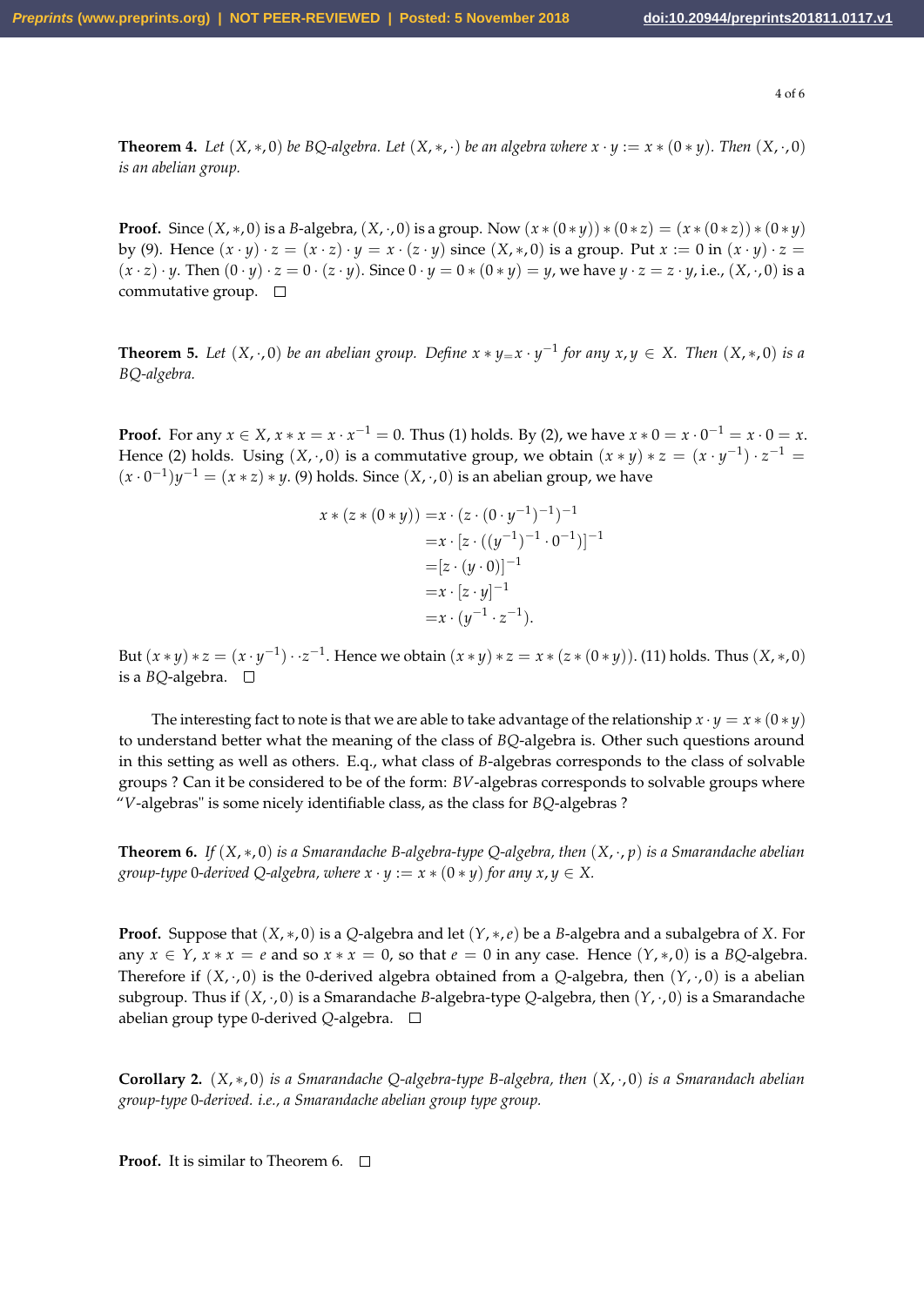**Theorem 4.** *Let $(X, *, 0)$ be BQ-algebra. Let $(X, *, \cdot)$ be an algebra where $x \cdot y := x * (0 * y)$. Then $(X, \cdot, 0)$ is an abelian group.*

**Proof.** Since $(X, *, 0)$ is a $B$-algebra, $(X, \cdot, 0)$ is a group. Now $(x * (0 * y)) * (0 * z) = (x * (0 * z)) * (0 * y)$ by (9). Hence $(x \cdot y) \cdot z = (x \cdot z) \cdot y = x \cdot (z \cdot y)$ since $(X, *, 0)$ is a group. Put $x := 0$ in $(x \cdot y) \cdot z = (x \cdot z) \cdot y$. Then $(0 \cdot y) \cdot z = 0 \cdot (z \cdot y)$. Since $0 \cdot y = 0 * (0 * y) = y$, we have $y \cdot z = z \cdot y$, i.e., $(X, \cdot, 0)$ is a commutative group. □

**Theorem 5.** *Let $(X, \cdot, 0)$ be an abelian group. Define $x * y = x \cdot y^{-1}$ for any $x, y \in X$. Then $(X, *, 0)$ is a BQ-algebra.*

**Proof.** For any $x \in X$, $x * x = x \cdot x^{-1} = 0$. Thus (1) holds. By (2), we have $x * 0 = x \cdot 0^{-1} = x \cdot 0 = x$. Hence (2) holds. Using $(X, \cdot, 0)$ is a commutative group, we obtain $(x * y) * z = (x \cdot y^{-1}) \cdot z^{-1} = (x \cdot 0^{-1}) y^{-1} = (x * z) * y$. (9) holds. Since $(X, \cdot, 0)$ is an abelian group, we have

$$
\begin{aligned}
x * (z * (0 * y)) =& x \cdot (z \cdot (0 \cdot y^{-1})^{-1})^{-1} \\
=& x \cdot [z \cdot ((y^{-1})^{-1} \cdot 0^{-1})]^{-1} \\
=& [z \cdot (y \cdot 0)]^{-1} \\
=& x \cdot [z \cdot y]^{-1} \\
=& x \cdot (y^{-1} \cdot z^{-1}).
\end{aligned}
$$

But $(x * y) * z = (x \cdot y^{-1}) \cdot \cdot z^{-1}$. Hence we obtain $(x * y) * z = x * (z * (0 * y))$. (11) holds. Thus $(X, *, 0)$ is a $BQ$-algebra. □

The interesting fact to note is that we are able to take advantage of the relationship $x \cdot y = x * (0 * y)$ to understand better what the meaning of the class of $BQ$-algebra is. Other such questions around in this setting as well as others. E.g., what class of $B$-algebras corresponds to the class of solvable groups ? Can it be considered to be of the form: $BV$-algebras corresponds to solvable groups where "$V$-algebras" is some nicely identifiable class, as the class for $BQ$-algebras ?

**Theorem 6.** *If $(X, *, 0)$ is a Smarandache B-algebra-type Q-algebra, then $(X, \cdot, p)$ is a Smarandache abelian group-type 0-derived Q-algebra, where $x \cdot y := x * (0 * y)$ for any $x, y \in X$.*

**Proof.** Suppose that $(X, *, 0)$ is a $Q$-algebra and let $(Y, *, e)$ be a $B$-algebra and a subalgebra of $X$. For any $x \in Y$, $x * x = e$ and so $x * x = 0$, so that $e = 0$ in any case. Hence $(Y, *, 0)$ is a $BQ$-algebra. Therefore if $(X, \cdot, 0)$ is the 0-derived algebra obtained from a $Q$-algebra, then $(Y, \cdot, 0)$ is a abelian subgroup. Thus if $(X, \cdot, 0)$ is a Smarandache $B$-algebra-type $Q$-algebra, then $(Y, \cdot, 0)$ is a Smarandache abelian group type 0-derived $Q$-algebra. □

**Corollary 2.** *$(X, *, 0)$ is a Smarandache Q-algebra-type B-algebra, then $(X, \cdot, 0)$ is a Smarandach abelian group-type 0-derived. i.e., a Smarandache abelian group type group.*

**Proof.** It is similar to Theorem 6. □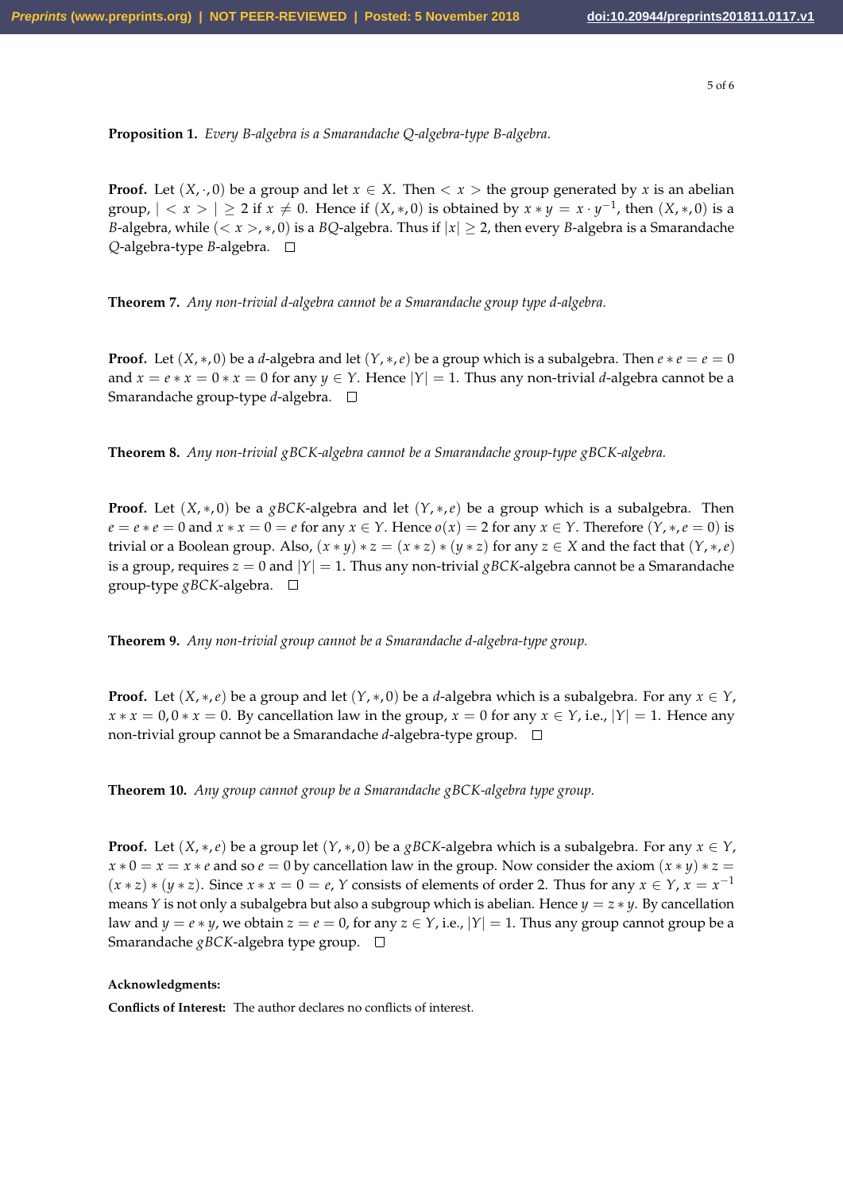**Proposition 1.** *Every B-algebra is a Smarandache Q-algebra-type B-algebra.*

**Proof.** Let $(X, \cdot, 0)$ be a group and let $x \in X$. Then $< x >$ the group generated by $x$ is an abelian group, $| < x > | \geq 2$ if $x \neq 0$. Hence if $(X, *, 0)$ is obtained by $x * y = x \cdot y^{-1}$, then $(X, *, 0)$ is a $B$-algebra, while $(< x >, *, 0)$ is a $BQ$-algebra. Thus if $|x| \geq 2$, then every $B$-algebra is a Smarandache $Q$-algebra-type $B$-algebra. □

**Theorem 7.** *Any non-trivial d-algebra cannot be a Smarandache group type d-algebra.*

**Proof.** Let $(X, *, 0)$ be a $d$-algebra and let $(Y, *, e)$ be a group which is a subalgebra. Then $e * e = e = 0$ and $x = e * x = 0 * x = 0$ for any $y \in Y$. Hence $|Y| = 1$. Thus any non-trivial $d$-algebra cannot be a Smarandache group-type $d$-algebra. □

**Theorem 8.** *Any non-trivial gBCK-algebra cannot be a Smarandache group-type gBCK-algebra.*

**Proof.** Let $(X, *, 0)$ be a $gBCK$-algebra and let $(Y, *, e)$ be a group which is a subalgebra. Then $e = e * e = 0$ and $x * x = 0 = e$ for any $x \in Y$. Hence $o(x) = 2$ for any $x \in Y$. Therefore $(Y, *, e = 0)$ is trivial or a Boolean group. Also, $(x * y) * z = (x * z) * (y * z)$ for any $z \in X$ and the fact that $(Y, *, e)$ is a group, requires $z = 0$ and $|Y| = 1$. Thus any non-trivial $gBCK$-algebra cannot be a Smarandache group-type $gBCK$-algebra. □

**Theorem 9.** *Any non-trivial group cannot be a Smarandache d-algebra-type group.*

**Proof.** Let $(X, *, e)$ be a group and let $(Y, *, 0)$ be a $d$-algebra which is a subalgebra. For any $x \in Y$, $x * x = 0, 0 * x = 0$. By cancellation law in the group, $x = 0$ for any $x \in Y$, i.e., $|Y| = 1$. Hence any non-trivial group cannot be a Smarandache $d$-algebra-type group. □

**Theorem 10.** *Any group cannot group be a Smarandache gBCK-algebra type group.*

**Proof.** Let $(X, *, e)$ be a group let $(Y, *, 0)$ be a $gBCK$-algebra which is a subalgebra. For any $x \in Y$, $x * 0 = x = x * e$ and so $e = 0$ by cancellation law in the group. Now consider the axiom $(x * y) * z = (x * z) * (y * z)$. Since $x * x = 0 = e$, $Y$ consists of elements of order 2. Thus for any $x \in Y$, $x = x^{-1}$ means $Y$ is not only a subalgebra but also a subgroup which is abelian. Hence $y = z * y$. By cancellation law and $y = e * y$, we obtain $z = e = 0$, for any $z \in Y$, i.e., $|Y| = 1$. Thus any group cannot group be a Smarandache $gBCK$-algebra type group. □

**Acknowledgments:**

**Conflicts of Interest:** The author declares no conflicts of interest.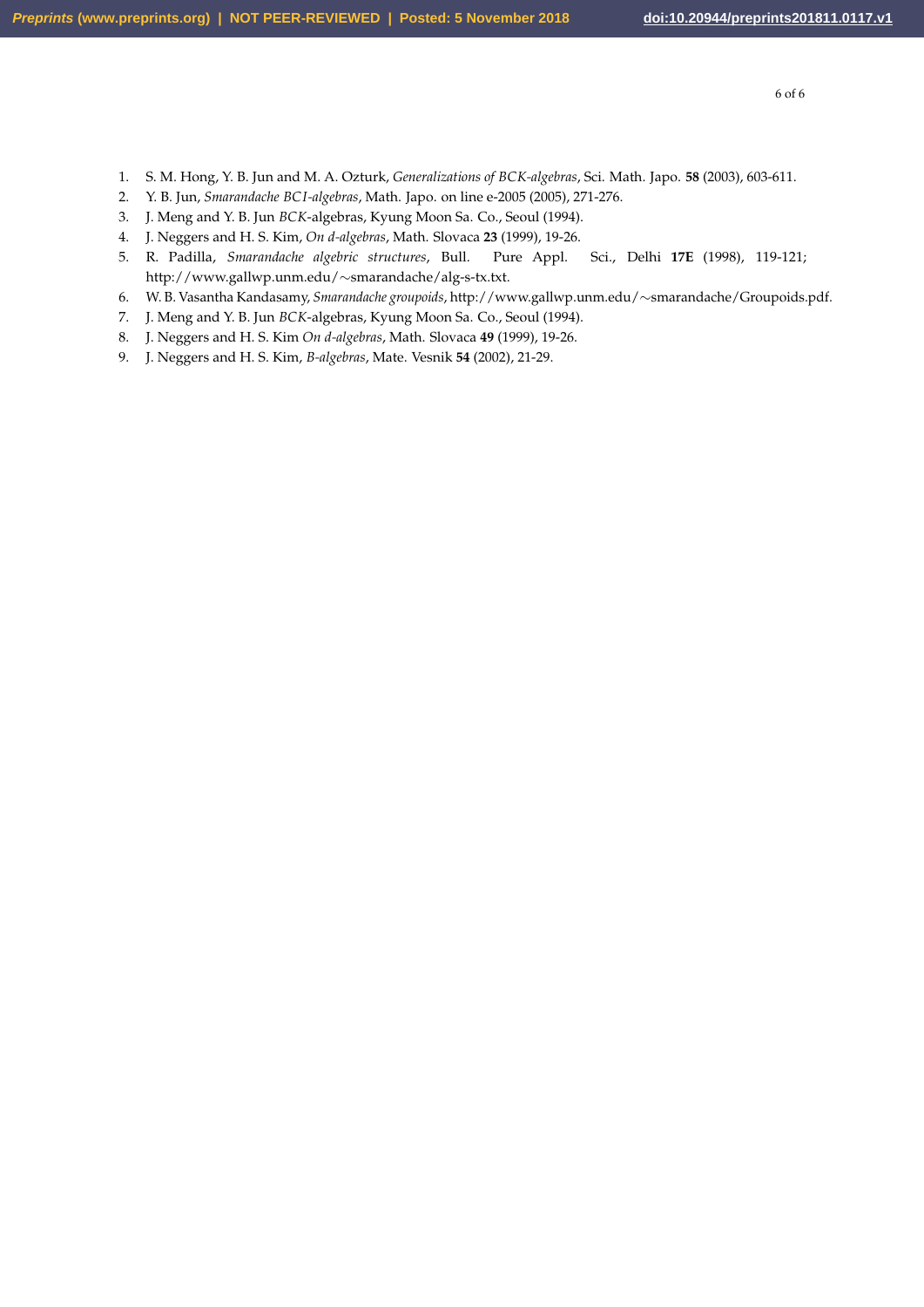1. S. M. Hong, Y. B. Jun and M. A. Ozturk, *Generalizations of BCK-algebras*, Sci. Math. Japo. **58** (2003), 603-611.
2. Y. B. Jun, *Smarandache BCI-algebras*, Math. Japo. on line e-2005 (2005), 271-276.
3. J. Meng and Y. B. Jun *BCK*-algebras, Kyung Moon Sa. Co., Seoul (1994).
4. J. Neggers and H. S. Kim, *On d-algebras*, Math. Slovaca **23** (1999), 19-26.
5. R. Padilla, *Smarandache algebric structures*, Bull. Pure Appl. Sci., Delhi **17E** (1998), 119-121; http://www.gallwp.unm.edu/∼smarandache/alg-s-tx.txt.
6. W. B. Vasantha Kandasamy, *Smarandache groupoids*, http://www.gallwp.unm.edu/∼smarandache/Groupoids.pdf.
7. J. Meng and Y. B. Jun *BCK*-algebras, Kyung Moon Sa. Co., Seoul (1994).
8. J. Neggers and H. S. Kim *On d-algebras*, Math. Slovaca **49** (1999), 19-26.
9. J. Neggers and H. S. Kim, *B-algebras*, Mate. Vesnik **54** (2002), 21-29.